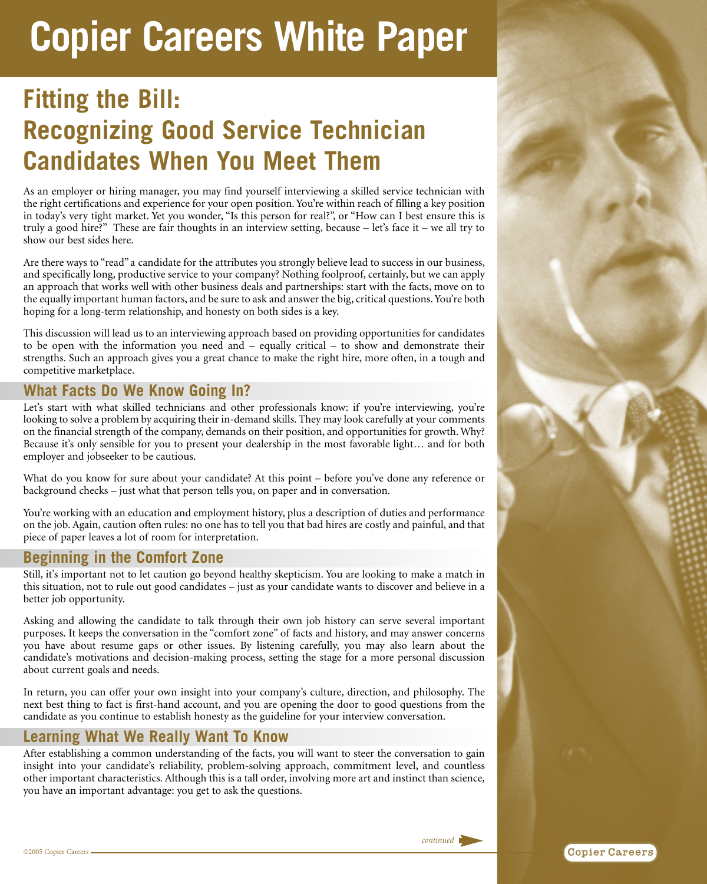# Copier Careers White Paper

## Fitting the Bill: Recognizing Good Service Technician Candidates When You Meet Them

As an employer or hiring manager, you may find yourself interviewing a skilled service technician with the right certifications and experience for your open position. You're within reach of filling a key position in today's very tight market. Yet you wonder, "Is this person for real?", or "How can I best ensure this is truly a good hire?" These are fair thoughts in an interview setting, because – let's face it – we all try to show our best sides here.

Are there ways to "read" a candidate for the attributes you strongly believe lead to success in our business, and specifically long, productive service to your company? Nothing foolproof, certainly, but we can apply an approach that works well with other business deals and partnerships: start with the facts, move on to the equally important human factors, and be sure to ask and answer the big, critical questions. You're both hoping for a long-term relationship, and honesty on both sides is a key.

This discussion will lead us to an interviewing approach based on providing opportunities for candidates to be open with the information you need and – equally critical – to show and demonstrate their strengths. Such an approach gives you a great chance to make the right hire, more often, in a tough and competitive marketplace.

### What Facts Do We Know Going In?

Let's start with what skilled technicians and other professionals know: if you're interviewing, you're looking to solve a problem by acquiring their in-demand skills. They may look carefully at your comments on the financial strength of the company, demands on their position, and opportunities for growth. Why? Because it's only sensible for you to present your dealership in the most favorable light… and for both employer and jobseeker to be cautious.

What do you know for sure about your candidate? At this point – before you've done any reference or background checks – just what that person tells you, on paper and in conversation.

You're working with an education and employment history, plus a description of duties and performance on the job. Again, caution often rules: no one has to tell you that bad hires are costly and painful, and that piece of paper leaves a lot of room for interpretation.

### Beginning in the Comfort Zone

Still, it's important not to let caution go beyond healthy skepticism. You are looking to make a match in this situation, not to rule out good candidates – just as your candidate wants to discover and believe in a better job opportunity.

Asking and allowing the candidate to talk through their own job history can serve several important purposes. It keeps the conversation in the "comfort zone" of facts and history, and may answer concerns you have about resume gaps or other issues. By listening carefully, you may also learn about the candidate's motivations and decision-making process, setting the stage for a more personal discussion about current goals and needs.

In return, you can offer your own insight into your company's culture, direction, and philosophy. The next best thing to fact is first-hand account, and you are opening the door to good questions from the candidate as you continue to establish honesty as the guideline for your interview conversation.

### Learning What We Really Want To Know

After establishing a common understanding of the facts, you will want to steer the conversation to gain insight into your candidate's reliability, problem-solving approach, commitment level, and countless other important characteristics. Although this is a tall order, involving more art and instinct than science, you have an important advantage: you get to ask the questions.

*continued*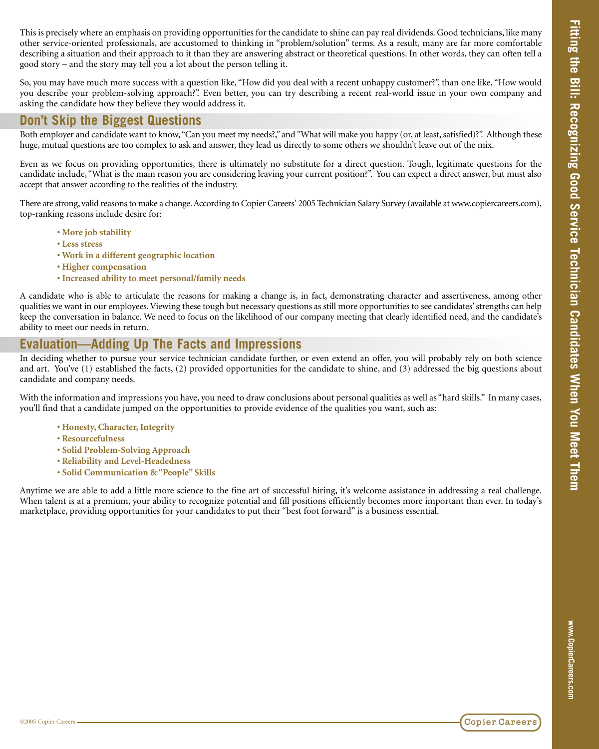This is precisely where an emphasis on providing opportunities for the candidate to shine can pay real dividends. Good technicians, like many other service-oriented professionals, are accustomed to thinking in "problem/solution" terms. As a result, many are far more comfortable describing a situation and their approach to it than they are answering abstract or theoretical questions. In other words, they can often tell a good story – and the story may tell you a lot about the person telling it.

So, you may have much more success with a question like, "How did you deal with a recent unhappy customer?", than one like, "How would you describe your problem-solving approach?". Even better, you can try describing a recent real-world issue in your own company and asking the candidate how they believe they would address it.

## Don't Skip the Biggest Questions

Both employer and candidate want to know, "Can you meet my needs?," and "What will make you happy (or, at least, satisfied)?". Although these huge, mutual questions are too complex to ask and answer, they lead us directly to some others we shouldn't leave out of the mix.

Even as we focus on providing opportunities, there is ultimately no substitute for a direct question. Tough, legitimate questions for the candidate include, "What is the main reason you are considering leaving your current position?". You can expect a direct answer, but must also accept that answer according to the realities of the industry.

There are strong, valid reasons to make a change. According to Copier Careers' 2005 Technician Salary Survey (available at www.copiercareers.com), top-ranking reasons include desire for:

- **More job stability**
- **Less stress**
- **Work in a different geographic location**
- **Higher compensation**
- **Increased ability to meet personal/family needs**

A candidate who is able to articulate the reasons for making a change is, in fact, demonstrating character and assertiveness, among other qualities we want in our employees. Viewing these tough but necessary questions as still more opportunities to see candidates' strengths can help keep the conversation in balance. We need to focus on the likelihood of our company meeting that clearly identified need, and the candidate's ability to meet our needs in return.

## Evaluation—Adding Up The Facts and Impressions

In deciding whether to pursue your service technician candidate further, or even extend an offer, you will probably rely on both science and art. You've (1) established the facts, (2) provided opportunities for the candidate to shine, and (3) addressed the big questions about candidate and company needs.

With the information and impressions you have, you need to draw conclusions about personal qualities as well as "hard skills." In many cases, you'll find that a candidate jumped on the opportunities to provide evidence of the qualities you want, such as:

- **Honesty, Character, Integrity**
- **Resourcefulness**
- **Solid Problem-Solving Approach**
- **Reliability and Level-Headedness**
- **Solid Communication & "People" Skills**

Anytime we are able to add a little more science to the fine art of successful hiring, it's welcome assistance in addressing a real challenge. When talent is at a premium, your ability to recognize potential and fill positions efficiently becomes more important than ever. In today's marketplace, providing opportunities for your candidates to put their "best foot forward" is a business essential.